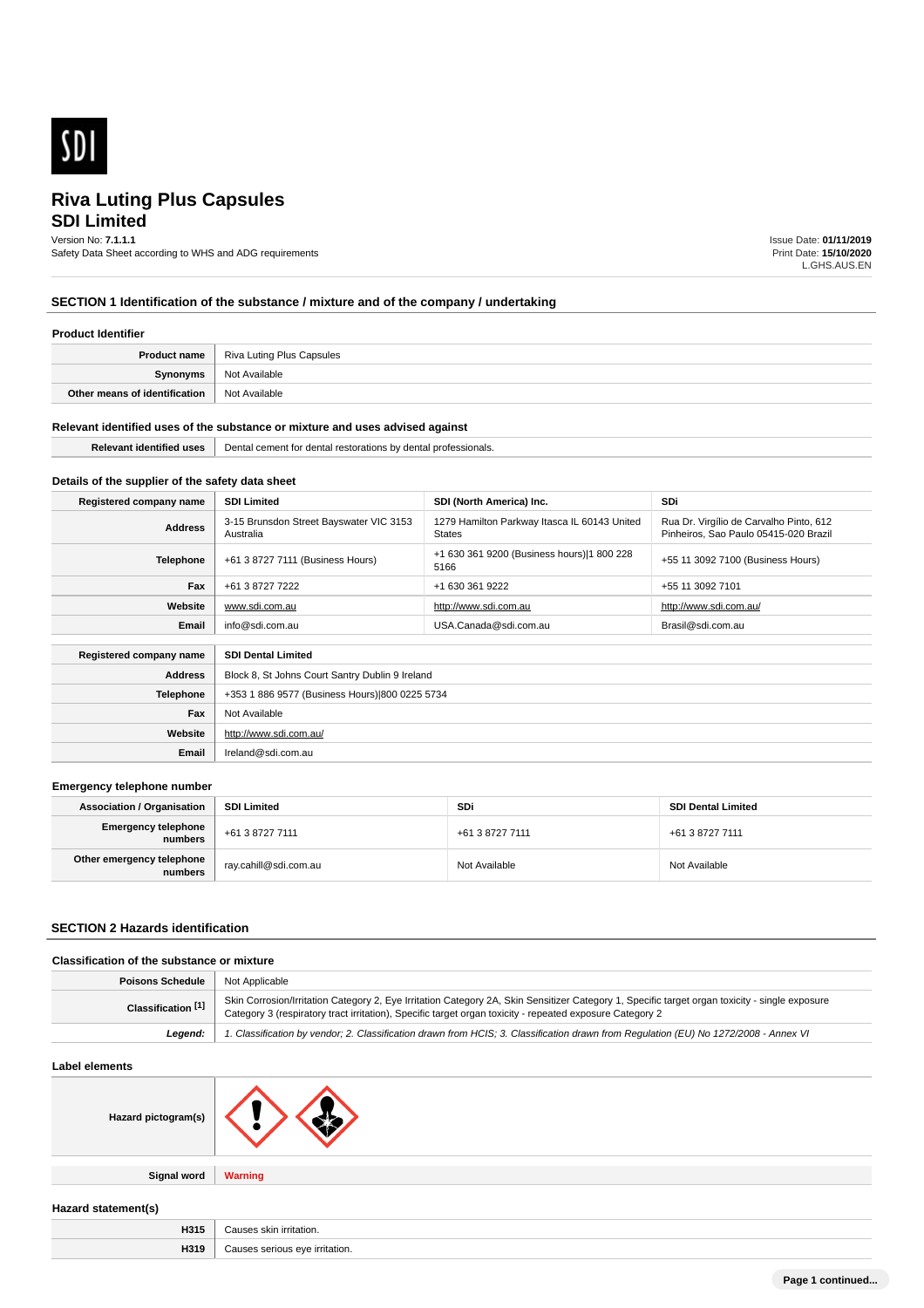# Riva Luting Plus Capsules
## SDI Limited

Version No: **7.1.1.1**
Safety Data Sheet according to WHS and ADG requirements

Issue Date: **01/11/2019**
Print Date: **15/10/2020**
L.GHS.AUS.EN

## SECTION 1 Identification of the substance / mixture and of the company / undertaking

### Product Identifier

| | |
|---|---|
| **Product name** | Riva Luting Plus Capsules |
| **Synonyms** | Not Available |
| **Other means of identification** | Not Available |

### Relevant identified uses of the substance or mixture and uses advised against

| | |
|---|---|
| **Relevant identified uses** | Dental cement for dental restorations by dental professionals. |

### Details of the supplier of the safety data sheet

| | | | |
|---|---|---|---|
| **Registered company name** | **SDI Limited** | **SDI (North America) Inc.** | **SDi** |
| **Address** | 3-15 Brunsdon Street Bayswater VIC 3153 Australia | 1279 Hamilton Parkway Itasca IL 60143 United States | Rua Dr. Virgílio de Carvalho Pinto, 612 Pinheiros, Sao Paulo 05415-020 Brazil |
| **Telephone** | +61 3 8727 7111 (Business Hours) | +1 630 361 9200 (Business hours)\|1 800 228 5166 | +55 11 3092 7100 (Business Hours) |
| **Fax** | +61 3 8727 7222 | +1 630 361 9222 | +55 11 3092 7101 |
| **Website** | www.sdi.com.au | http://www.sdi.com.au | http://www.sdi.com.au/ |
| **Email** | info@sdi.com.au | USA.Canada@sdi.com.au | Brasil@sdi.com.au |

| | |
|---|---|
| **Registered company name** | **SDI Dental Limited** |
| **Address** | Block 8, St Johns Court Santry Dublin 9 Ireland |
| **Telephone** | +353 1 886 9577 (Business Hours)\|800 0225 5734 |
| **Fax** | Not Available |
| **Website** | http://www.sdi.com.au/ |
| **Email** | Ireland@sdi.com.au |

### Emergency telephone number

| | | | |
|---|---|---|---|
| **Association / Organisation** | **SDI Limited** | **SDi** | **SDI Dental Limited** |
| **Emergency telephone numbers** | +61 3 8727 7111 | +61 3 8727 7111 | +61 3 8727 7111 |
| **Other emergency telephone numbers** | ray.cahill@sdi.com.au | Not Available | Not Available |

## SECTION 2 Hazards identification

### Classification of the substance or mixture

| | |
|---|---|
| **Poisons Schedule** | Not Applicable |
| **Classification [1]** | Skin Corrosion/Irritation Category 2, Eye Irritation Category 2A, Skin Sensitizer Category 1, Specific target organ toxicity - single exposure Category 3 (respiratory tract irritation), Specific target organ toxicity - repeated exposure Category 2 |
| ***Legend:*** | *1. Classification by vendor; 2. Classification drawn from HCIS; 3. Classification drawn from Regulation (EU) No 1272/2008 - Annex VI* |

### Label elements

| | |
|---|---|
| **Hazard pictogram(s)** | |
| **Signal word** | **Warning** |

### Hazard statement(s)

| | |
|---|---|
| **H315** | Causes skin irritation. |
| **H319** | Causes serious eye irritation. |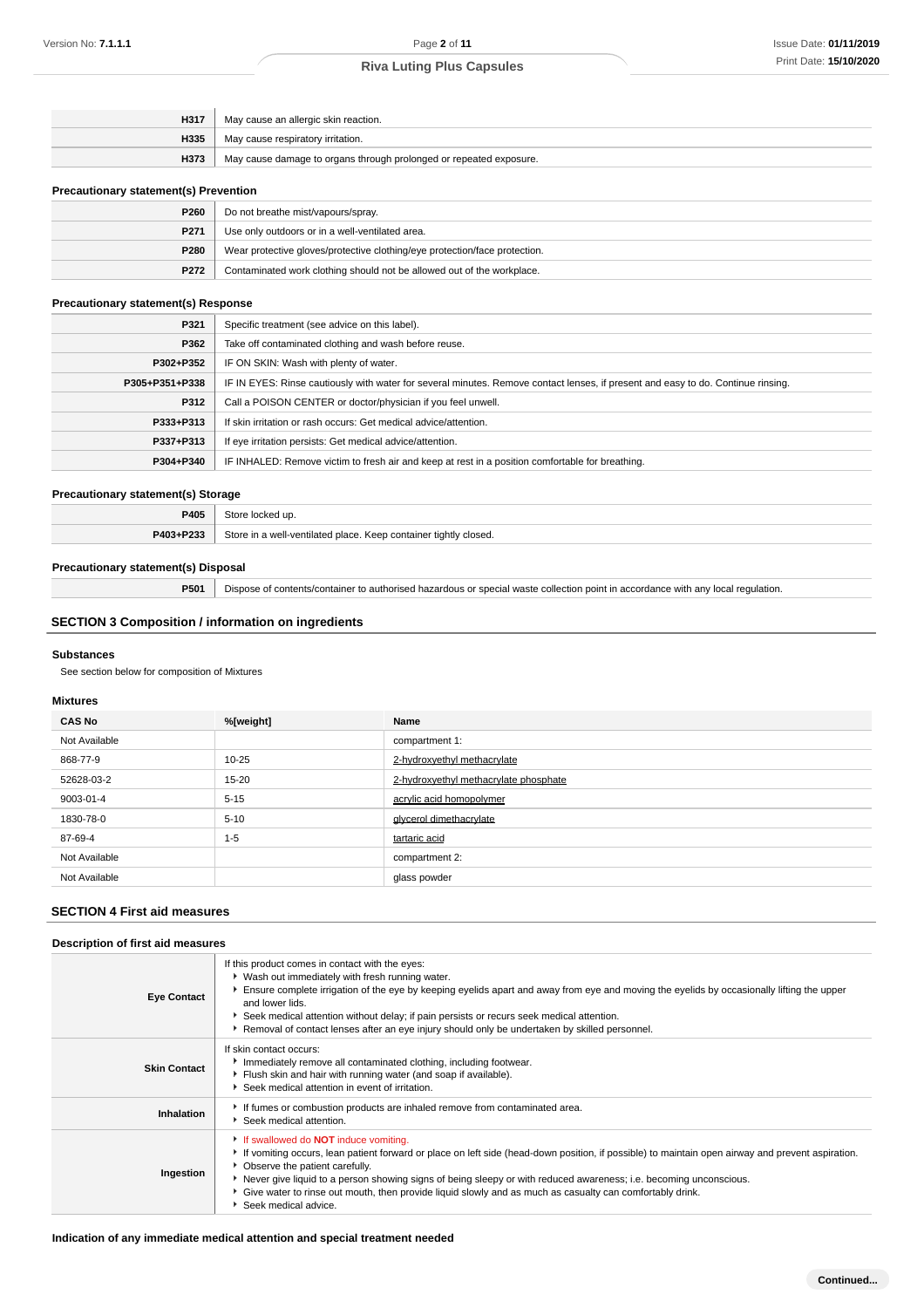| | |
|---|---|
| **H317** | May cause an allergic skin reaction. |
| **H335** | May cause respiratory irritation. |
| **H373** | May cause damage to organs through prolonged or repeated exposure. |

### Precautionary statement(s) Prevention

| | |
|---|---|
| **P260** | Do not breathe mist/vapours/spray. |
| **P271** | Use only outdoors or in a well-ventilated area. |
| **P280** | Wear protective gloves/protective clothing/eye protection/face protection. |
| **P272** | Contaminated work clothing should not be allowed out of the workplace. |

### Precautionary statement(s) Response

| | |
|---|---|
| **P321** | Specific treatment (see advice on this label). |
| **P362** | Take off contaminated clothing and wash before reuse. |
| **P302+P352** | IF ON SKIN: Wash with plenty of water. |
| **P305+P351+P338** | IF IN EYES: Rinse cautiously with water for several minutes. Remove contact lenses, if present and easy to do. Continue rinsing. |
| **P312** | Call a POISON CENTER or doctor/physician if you feel unwell. |
| **P333+P313** | If skin irritation or rash occurs: Get medical advice/attention. |
| **P337+P313** | If eye irritation persists: Get medical advice/attention. |
| **P304+P340** | IF INHALED: Remove victim to fresh air and keep at rest in a position comfortable for breathing. |

### Precautionary statement(s) Storage

| | |
|---|---|
| **P405** | Store locked up. |
| **P403+P233** | Store in a well-ventilated place. Keep container tightly closed. |

### Precautionary statement(s) Disposal

| | |
|---|---|
| **P501** | Dispose of contents/container to authorised hazardous or special waste collection point in accordance with any local regulation. |

## SECTION 3 Composition / information on ingredients

### Substances

See section below for composition of Mixtures

### Mixtures

| CAS No | %[weight] | Name |
|---|---|---|
| Not Available | | compartment 1: |
| 868-77-9 | 10-25 | 2-hydroxyethyl methacrylate |
| 52628-03-2 | 15-20 | 2-hydroxyethyl methacrylate phosphate |
| 9003-01-4 | 5-15 | acrylic acid homopolymer |
| 1830-78-0 | 5-10 | glycerol dimethacrylate |
| 87-69-4 | 1-5 | tartaric acid |
| Not Available | | compartment 2: |
| Not Available | | glass powder |

## SECTION 4 First aid measures

### Description of first aid measures

| | |
|---|---|
| **Eye Contact** | If this product comes in contact with the eyes:<br>▸ Wash out immediately with fresh running water.<br>▸ Ensure complete irrigation of the eye by keeping eyelids apart and away from eye and moving the eyelids by occasionally lifting the upper and lower lids.<br>▸ Seek medical attention without delay; if pain persists or recurs seek medical attention.<br>▸ Removal of contact lenses after an eye injury should only be undertaken by skilled personnel. |
| **Skin Contact** | If skin contact occurs:<br>▸ Immediately remove all contaminated clothing, including footwear.<br>▸ Flush skin and hair with running water (and soap if available).<br>▸ Seek medical attention in event of irritation. |
| **Inhalation** | ▸ If fumes or combustion products are inhaled remove from contaminated area.<br>▸ Seek medical attention. |
| **Ingestion** | ▸ If swallowed do **NOT** induce vomiting.<br>▸ If vomiting occurs, lean patient forward or place on left side (head-down position, if possible) to maintain open airway and prevent aspiration.<br>▸ Observe the patient carefully.<br>▸ Never give liquid to a person showing signs of being sleepy or with reduced awareness; i.e. becoming unconscious.<br>▸ Give water to rinse out mouth, then provide liquid slowly and as much as casualty can comfortably drink.<br>▸ Seek medical advice. |

### Indication of any immediate medical attention and special treatment needed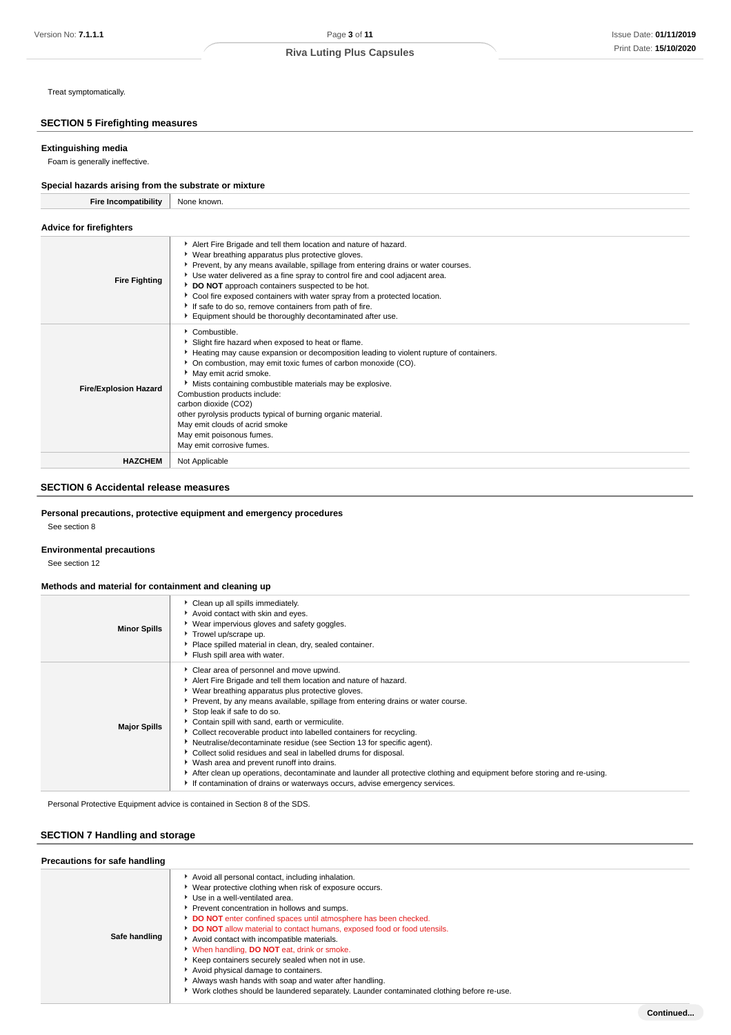Treat symptomatically.

## SECTION 5 Firefighting measures

### Extinguishing media

Foam is generally ineffective.

### Special hazards arising from the substrate or mixture

| | |
|---|---|
| **Fire Incompatibility** | None known. |

### Advice for firefighters

| | |
|---|---|
| **Fire Fighting** | ▸ Alert Fire Brigade and tell them location and nature of hazard.<br>▸ Wear breathing apparatus plus protective gloves.<br>▸ Prevent, by any means available, spillage from entering drains or water courses.<br>▸ Use water delivered as a fine spray to control fire and cool adjacent area.<br>▸ **DO NOT** approach containers suspected to be hot.<br>▸ Cool fire exposed containers with water spray from a protected location.<br>▸ If safe to do so, remove containers from path of fire.<br>▸ Equipment should be thoroughly decontaminated after use. |
| **Fire/Explosion Hazard** | ▸ Combustible.<br>▸ Slight fire hazard when exposed to heat or flame.<br>▸ Heating may cause expansion or decomposition leading to violent rupture of containers.<br>▸ On combustion, may emit toxic fumes of carbon monoxide (CO).<br>▸ May emit acrid smoke.<br>▸ Mists containing combustible materials may be explosive.<br>Combustion products include:<br>carbon dioxide ($CO_2$)<br>other pyrolysis products typical of burning organic material.<br>May emit clouds of acrid smoke<br>May emit poisonous fumes.<br>May emit corrosive fumes. |
| **HAZCHEM** | Not Applicable |

## SECTION 6 Accidental release measures

### Personal precautions, protective equipment and emergency procedures

See section 8

### Environmental precautions

See section 12

### Methods and material for containment and cleaning up

| | |
|---|---|
| **Minor Spills** | ▸ Clean up all spills immediately.<br>▸ Avoid contact with skin and eyes.<br>▸ Wear impervious gloves and safety goggles.<br>▸ Trowel up/scrape up.<br>▸ Place spilled material in clean, dry, sealed container.<br>▸ Flush spill area with water. |
| **Major Spills** | ▸ Clear area of personnel and move upwind.<br>▸ Alert Fire Brigade and tell them location and nature of hazard.<br>▸ Wear breathing apparatus plus protective gloves.<br>▸ Prevent, by any means available, spillage from entering drains or water course.<br>▸ Stop leak if safe to do so.<br>▸ Contain spill with sand, earth or vermiculite.<br>▸ Collect recoverable product into labelled containers for recycling.<br>▸ Neutralise/decontaminate residue (see Section 13 for specific agent).<br>▸ Collect solid residues and seal in labelled drums for disposal.<br>▸ Wash area and prevent runoff into drains.<br>▸ After clean up operations, decontaminate and launder all protective clothing and equipment before storing and re-using.<br>▸ If contamination of drains or waterways occurs, advise emergency services. |

Personal Protective Equipment advice is contained in Section 8 of the SDS.

## SECTION 7 Handling and storage

### Precautions for safe handling

| | |
|---|---|
| **Safe handling** | ▸ Avoid all personal contact, including inhalation.<br>▸ Wear protective clothing when risk of exposure occurs.<br>▸ Use in a well-ventilated area.<br>▸ Prevent concentration in hollows and sumps.<br>▸ **DO NOT** enter confined spaces until atmosphere has been checked.<br>▸ **DO NOT** allow material to contact humans, exposed food or food utensils.<br>▸ Avoid contact with incompatible materials.<br>▸ When handling, **DO NOT** eat, drink or smoke.<br>▸ Keep containers securely sealed when not in use.<br>▸ Avoid physical damage to containers.<br>▸ Always wash hands with soap and water after handling.<br>▸ Work clothes should be laundered separately. Launder contaminated clothing before re-use. |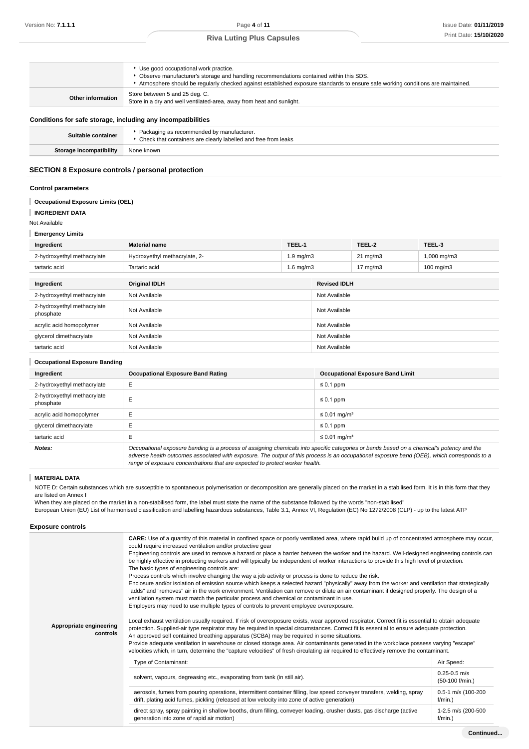| | |
|---|---|
| | ▸ Use good occupational work practice.<br>▸ Observe manufacturer's storage and handling recommendations contained within this SDS.<br>▸ Atmosphere should be regularly checked against established exposure standards to ensure safe working conditions are maintained. |
| **Other information** | Store between 5 and 25 deg. C.<br>Store in a dry and well ventilated-area, away from heat and sunlight. |

### Conditions for safe storage, including any incompatibilities

| | |
|---|---|
| **Suitable container** | ▸ Packaging as recommended by manufacturer.<br>▸ Check that containers are clearly labelled and free from leaks |
| **Storage incompatibility** | None known |

## SECTION 8 Exposure controls / personal protection

### Control parameters

**Occupational Exposure Limits (OEL)**

**INGREDIENT DATA**

Not Available

**Emergency Limits**

| Ingredient | Material name | TEEL-1 | TEEL-2 | TEEL-3 |
|---|---|---|---|---|
| 2-hydroxyethyl methacrylate | Hydroxyethyl methacrylate, 2- | 1.9 mg/m3 | 21 mg/m3 | 1,000 mg/m3 |
| tartaric acid | Tartaric acid | 1.6 mg/m3 | 17 mg/m3 | 100 mg/m3 |

| Ingredient | Original IDLH | Revised IDLH |
|---|---|---|
| 2-hydroxyethyl methacrylate | Not Available | Not Available |
| 2-hydroxyethyl methacrylate phosphate | Not Available | Not Available |
| acrylic acid homopolymer | Not Available | Not Available |
| glycerol dimethacrylate | Not Available | Not Available |
| tartaric acid | Not Available | Not Available |

**Occupational Exposure Banding**

| Ingredient | Occupational Exposure Band Rating | Occupational Exposure Band Limit |
|---|---|---|
| 2-hydroxyethyl methacrylate | E | ≤ 0.1 ppm |
| 2-hydroxyethyl methacrylate phosphate | E | ≤ 0.1 ppm |
| acrylic acid homopolymer | E | ≤ 0.01 mg/m³ |
| glycerol dimethacrylate | E | ≤ 0.1 ppm |
| tartaric acid | E | ≤ 0.01 mg/m³ |
| ***Notes:*** | *Occupational exposure banding is a process of assigning chemicals into specific categories or bands based on a chemical's potency and the adverse health outcomes associated with exposure. The output of this process is an occupational exposure band (OEB), which corresponds to a range of exposure concentrations that are expected to protect worker health.* | |

**MATERIAL DATA**

NOTE D: Certain substances which are susceptible to spontaneous polymerisation or decomposition are generally placed on the market in a stabilised form. It is in this form that they are listed on Annex I

When they are placed on the market in a non-stabilised form, the label must state the name of the substance followed by the words "non-stabilised"

European Union (EU) List of harmonised classification and labelling hazardous substances, Table 3.1, Annex VI, Regulation (EC) No 1272/2008 (CLP) - up to the latest ATP

### Exposure controls

**Appropriate engineering controls**

**CARE:** Use of a quantity of this material in confined space or poorly ventilated area, where rapid build up of concentrated atmosphere may occur, could require increased ventilation and/or protective gear

Engineering controls are used to remove a hazard or place a barrier between the worker and the hazard. Well-designed engineering controls can be highly effective in protecting workers and will typically be independent of worker interactions to provide this high level of protection.

The basic types of engineering controls are:

Process controls which involve changing the way a job activity or process is done to reduce the risk.

Enclosure and/or isolation of emission source which keeps a selected hazard "physically" away from the worker and ventilation that strategically "adds" and "removes" air in the work environment. Ventilation can remove or dilute an air contaminant if designed properly. The design of a ventilation system must match the particular process and chemical or contaminant in use.

Employers may need to use multiple types of controls to prevent employee overexposure.

Local exhaust ventilation usually required. If risk of overexposure exists, wear approved respirator. Correct fit is essential to obtain adequate protection. Supplied-air type respirator may be required in special circumstances. Correct fit is essential to ensure adequate protection.

An approved self contained breathing apparatus (SCBA) may be required in some situations.

Provide adequate ventilation in warehouse or closed storage area. Air contaminants generated in the workplace possess varying "escape" velocities which, in turn, determine the "capture velocities" of fresh circulating air required to effectively remove the contaminant.

| Type of Contaminant: | Air Speed: |
|---|---|
| solvent, vapours, degreasing etc., evaporating from tank (in still air). | 0.25-0.5 m/s (50-100 f/min.) |
| aerosols, fumes from pouring operations, intermittent container filling, low speed conveyer transfers, welding, spray drift, plating acid fumes, pickling (released at low velocity into zone of active generation) | 0.5-1 m/s (100-200 f/min.) |
| direct spray, spray painting in shallow booths, drum filling, conveyer loading, crusher dusts, gas discharge (active generation into zone of rapid air motion) | 1-2.5 m/s (200-500 f/min.) |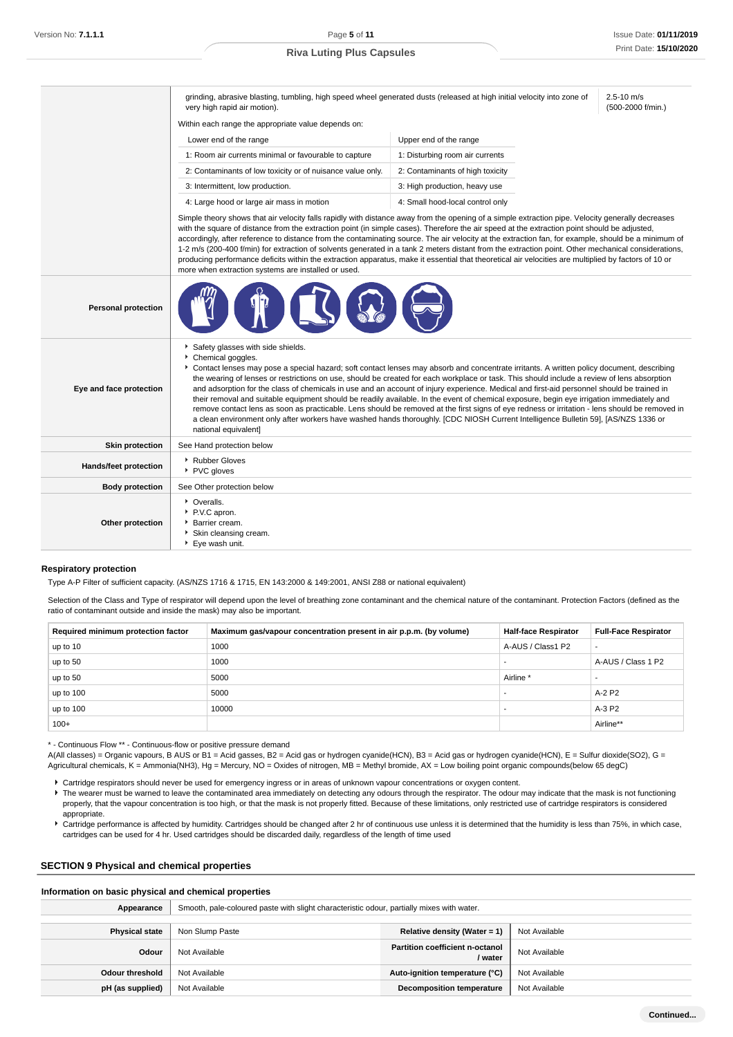| | | |
|---|---|---|
| | grinding, abrasive blasting, tumbling, high speed wheel generated dusts (released at high initial velocity into zone of very high rapid air motion). | 2.5-10 m/s (500-2000 f/min.) |

Within each range the appropriate value depends on:

| Lower end of the range | Upper end of the range |
|---|---|
| 1: Room air currents minimal or favourable to capture | 1: Disturbing room air currents |
| 2: Contaminants of low toxicity or of nuisance value only. | 2: Contaminants of high toxicity |
| 3: Intermittent, low production. | 3: High production, heavy use |
| 4: Large hood or large air mass in motion | 4: Small hood-local control only |

Simple theory shows that air velocity falls rapidly with distance away from the opening of a simple extraction pipe. Velocity generally decreases with the square of distance from the extraction point (in simple cases). Therefore the air speed at the extraction point should be adjusted, accordingly, after reference to distance from the contaminating source. The air velocity at the extraction fan, for example, should be a minimum of 1-2 m/s (200-400 f/min) for extraction of solvents generated in a tank 2 meters distant from the extraction point. Other mechanical considerations, producing performance deficits within the extraction apparatus, make it essential that theoretical air velocities are multiplied by factors of 10 or more when extraction systems are installed or used.

| | |
|---|---|
| **Personal protection** | |
| **Eye and face protection** | ▸ Safety glasses with side shields.<br>▸ Chemical goggles.<br>▸ Contact lenses may pose a special hazard; soft contact lenses may absorb and concentrate irritants. A written policy document, describing the wearing of lenses or restrictions on use, should be created for each workplace or task. This should include a review of lens absorption and adsorption for the class of chemicals in use and an account of injury experience. Medical and first-aid personnel should be trained in their removal and suitable equipment should be readily available. In the event of chemical exposure, begin eye irrigation immediately and remove contact lens as soon as practicable. Lens should be removed at the first signs of eye redness or irritation - lens should be removed in a clean environment only after workers have washed hands thoroughly. [CDC NIOSH Current Intelligence Bulletin 59], [AS/NZS 1336 or national equivalent] |
| **Skin protection** | See Hand protection below |
| **Hands/feet protection** | ▸ Rubber Gloves<br>▸ PVC gloves |
| **Body protection** | See Other protection below |
| **Other protection** | ▸ Overalls.<br>▸ P.V.C apron.<br>▸ Barrier cream.<br>▸ Skin cleansing cream.<br>▸ Eye wash unit. |

### Respiratory protection

Type A-P Filter of sufficient capacity. (AS/NZS 1716 & 1715, EN 143:2000 & 149:2001, ANSI Z88 or national equivalent)

Selection of the Class and Type of respirator will depend upon the level of breathing zone contaminant and the chemical nature of the contaminant. Protection Factors (defined as the ratio of contaminant outside and inside the mask) may also be important.

| Required minimum protection factor | Maximum gas/vapour concentration present in air p.p.m. (by volume) | Half-face Respirator | Full-Face Respirator |
|---|---|---|---|
| up to 10 | 1000 | A-AUS / Class1 P2 | - |
| up to 50 | 1000 | - | A-AUS / Class 1 P2 |
| up to 50 | 5000 | Airline * | - |
| up to 100 | 5000 | - | A-2 P2 |
| up to 100 | 10000 | - | A-3 P2 |
| 100+ | | | Airline** |

\* - Continuous Flow ** - Continuous-flow or positive pressure demand
A(All classes) = Organic vapours, B AUS or B1 = Acid gasses, B2 = Acid gas or hydrogen cyanide(HCN), B3 = Acid gas or hydrogen cyanide(HCN), E = Sulfur dioxide($SO_2$), G = Agricultural chemicals, K = Ammonia($NH_3$), Hg = Mercury, NO = Oxides of nitrogen, MB = Methyl bromide, AX = Low boiling point organic compounds(below 65 degC)

- Cartridge respirators should never be used for emergency ingress or in areas of unknown vapour concentrations or oxygen content.
- The wearer must be warned to leave the contaminated area immediately on detecting any odours through the respirator. The odour may indicate that the mask is not functioning properly, that the vapour concentration is too high, or that the mask is not properly fitted. Because of these limitations, only restricted use of cartridge respirators is considered appropriate.
- Cartridge performance is affected by humidity. Cartridges should be changed after 2 hr of continuous use unless it is determined that the humidity is less than 75%, in which case, cartridges can be used for 4 hr. Used cartridges should be discarded daily, regardless of the length of time used

## SECTION 9 Physical and chemical properties

### Information on basic physical and chemical properties

| | | | |
|---|---|---|---|
| **Appearance** | Smooth, pale-coloured paste with slight characteristic odour, partially mixes with water. | | |
| **Physical state** | Non Slump Paste | **Relative density (Water = 1)** | Not Available |
| **Odour** | Not Available | **Partition coefficient n-octanol / water** | Not Available |
| **Odour threshold** | Not Available | **Auto-ignition temperature (°C)** | Not Available |
| **pH (as supplied)** | Not Available | **Decomposition temperature** | Not Available |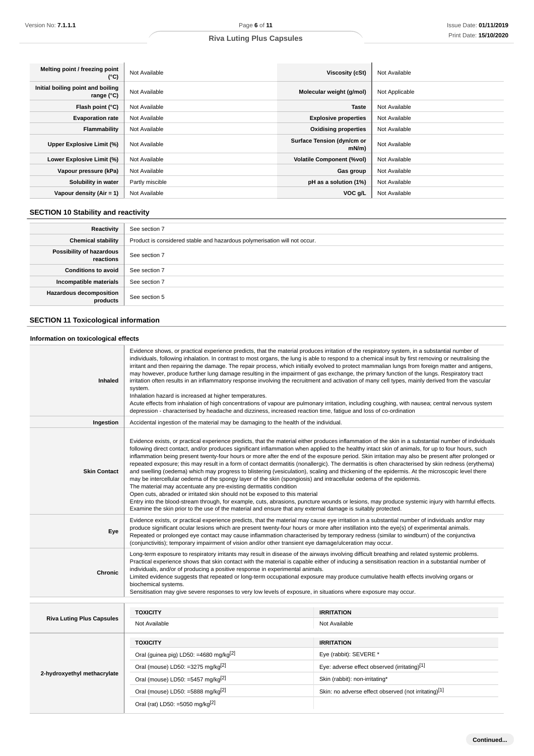| | | | |
|---|---|---|---|
| **Melting point / freezing point (°C)** | Not Available | **Viscosity (cSt)** | Not Available |
| **Initial boiling point and boiling range (°C)** | Not Available | **Molecular weight (g/mol)** | Not Applicable |
| **Flash point (°C)** | Not Available | **Taste** | Not Available |
| **Evaporation rate** | Not Available | **Explosive properties** | Not Available |
| **Flammability** | Not Available | **Oxidising properties** | Not Available |
| **Upper Explosive Limit (%)** | Not Available | **Surface Tension (dyn/cm or mN/m)** | Not Available |
| **Lower Explosive Limit (%)** | Not Available | **Volatile Component (%vol)** | Not Available |
| **Vapour pressure (kPa)** | Not Available | **Gas group** | Not Available |
| **Solubility in water** | Partly miscible | **pH as a solution (1%)** | Not Available |
| **Vapour density (Air = 1)** | Not Available | **VOC g/L** | Not Available |

## SECTION 10 Stability and reactivity

| | |
|---|---|
| **Reactivity** | See section 7 |
| **Chemical stability** | Product is considered stable and hazardous polymerisation will not occur. |
| **Possibility of hazardous reactions** | See section 7 |
| **Conditions to avoid** | See section 7 |
| **Incompatible materials** | See section 7 |
| **Hazardous decomposition products** | See section 5 |

## SECTION 11 Toxicological information

### Information on toxicological effects

| | |
|---|---|
| **Inhaled** | Evidence shows, or practical experience predicts, that the material produces irritation of the respiratory system, in a substantial number of individuals, following inhalation. In contrast to most organs, the lung is able to respond to a chemical insult by first removing or neutralising the irritant and then repairing the damage. The repair process, which initially evolved to protect mammalian lungs from foreign matter and antigens, may however, produce further lung damage resulting in the impairment of gas exchange, the primary function of the lungs. Respiratory tract irritation often results in an inflammatory response involving the recruitment and activation of many cell types, mainly derived from the vascular system.<br>Inhalation hazard is increased at higher temperatures.<br>Acute effects from inhalation of high concentrations of vapour are pulmonary irritation, including coughing, with nausea; central nervous system depression - characterised by headache and dizziness, increased reaction time, fatigue and loss of co-ordination |
| **Ingestion** | Accidental ingestion of the material may be damaging to the health of the individual. |
| **Skin Contact** | Evidence exists, or practical experience predicts, that the material either produces inflammation of the skin in a substantial number of individuals following direct contact, and/or produces significant inflammation when applied to the healthy intact skin of animals, for up to four hours, such inflammation being present twenty-four hours or more after the end of the exposure period. Skin irritation may also be present after prolonged or repeated exposure; this may result in a form of contact dermatitis (nonallergic). The dermatitis is often characterised by skin redness (erythema) and swelling (oedema) which may progress to blistering (vesiculation), scaling and thickening of the epidermis. At the microscopic level there may be intercellular oedema of the spongy layer of the skin (spongiosis) and intracellular oedema of the epidermis.<br>The material may accentuate any pre-existing dermatitis condition<br>Open cuts, abraded or irritated skin should not be exposed to this material<br>Entry into the blood-stream through, for example, cuts, abrasions, puncture wounds or lesions, may produce systemic injury with harmful effects. Examine the skin prior to the use of the material and ensure that any external damage is suitably protected. |
| **Eye** | Evidence exists, or practical experience predicts, that the material may cause eye irritation in a substantial number of individuals and/or may produce significant ocular lesions which are present twenty-four hours or more after instillation into the eye(s) of experimental animals.<br>Repeated or prolonged eye contact may cause inflammation characterised by temporary redness (similar to windburn) of the conjunctiva (conjunctivitis); temporary impairment of vision and/or other transient eye damage/ulceration may occur. |
| **Chronic** | Long-term exposure to respiratory irritants may result in disease of the airways involving difficult breathing and related systemic problems.<br>Practical experience shows that skin contact with the material is capable either of inducing a sensitisation reaction in a substantial number of individuals, and/or of producing a positive response in experimental animals.<br>Limited evidence suggests that repeated or long-term occupational exposure may produce cumulative health effects involving organs or biochemical systems.<br>Sensitisation may give severe responses to very low levels of exposure, in situations where exposure may occur. |

| | TOXICITY | IRRITATION |
|---|---|---|
| **Riva Luting Plus Capsules** | Not Available | Not Available |
| **2-hydroxyethyl methacrylate** | **TOXICITY** | **IRRITATION** |
| | Oral (guinea pig) LD50: =4680 mg/kg[2] | Eye (rabbit): SEVERE * |
| | Oral (mouse) LD50: =3275 mg/kg[2] | Eye: adverse effect observed (irritating)[1] |
| | Oral (mouse) LD50: =5457 mg/kg[2] | Skin (rabbit): non-irritating* |
| | Oral (mouse) LD50: =5888 mg/kg[2] | Skin: no adverse effect observed (not irritating)[1] |
| | Oral (rat) LD50: =5050 mg/kg[2] | |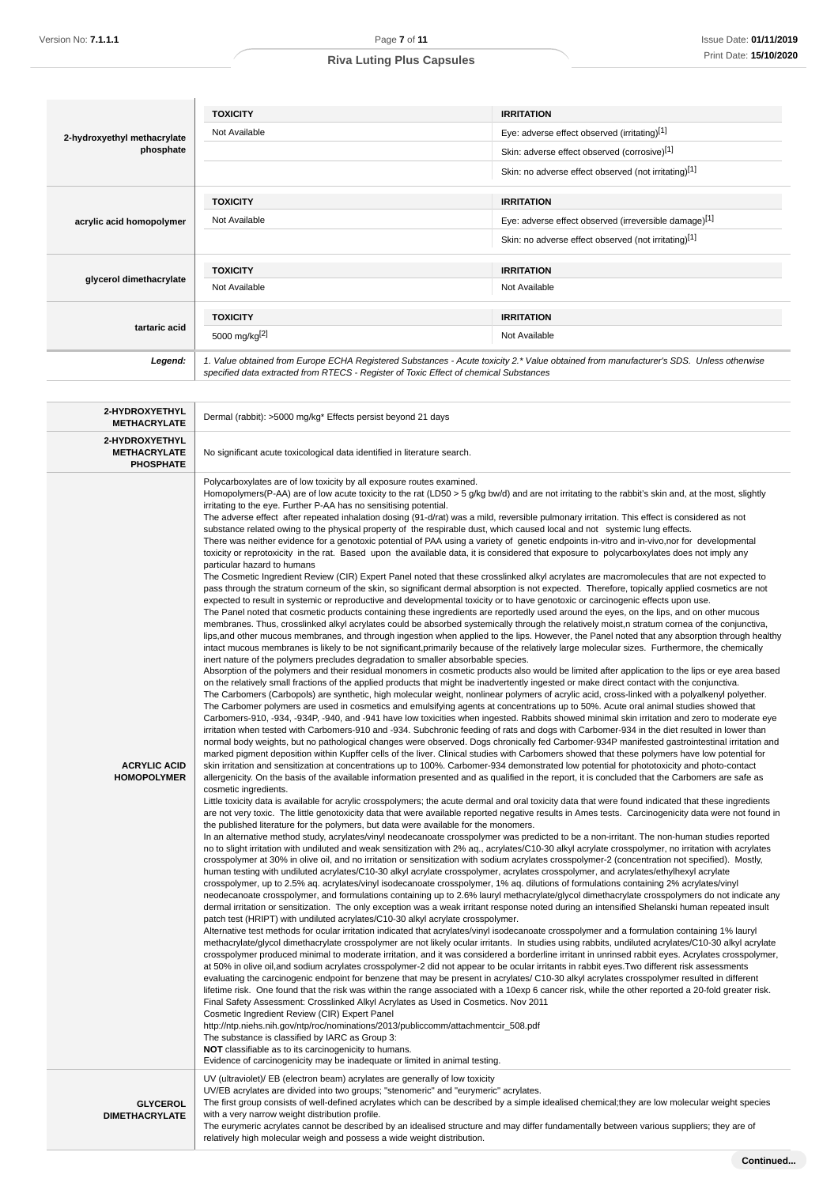| | TOXICITY | IRRITATION |
|---|---|---|
| **2-hydroxyethyl methacrylate phosphate** | Not Available | Eye: adverse effect observed (irritating)[1] |
| | | Skin: adverse effect observed (corrosive)[1] |
| | | Skin: no adverse effect observed (not irritating)[1] |
| **acrylic acid homopolymer** | **TOXICITY** | **IRRITATION** |
| | Not Available | Eye: adverse effect observed (irreversible damage)[1] |
| | | Skin: no adverse effect observed (not irritating)[1] |
| **glycerol dimethacrylate** | **TOXICITY** | **IRRITATION** |
| | Not Available | Not Available |
| **tartaric acid** | **TOXICITY** | **IRRITATION** |
| | 5000 mg/kg[2] | Not Available |
| ***Legend:*** | *1. Value obtained from Europe ECHA Registered Substances - Acute toxicity 2.* Value obtained from manufacturer's SDS. Unless otherwise specified data extracted from RTECS - Register of Toxic Effect of chemical Substances* | |

| | |
|---|---|
| **2-HYDROXYETHYL METHACRYLATE** | Dermal (rabbit): >5000 mg/kg* Effects persist beyond 21 days |
| **2-HYDROXYETHYL METHACRYLATE PHOSPHATE** | No significant acute toxicological data identified in literature search. |
| **ACRYLIC ACID HOMOPOLYMER** | Polycarboxylates are of low toxicity by all exposure routes examined.<br>Homopolymers(P-AA) are of low acute toxicity to the rat (LD50 > 5 g/kg bw/d) and are not irritating to the rabbit's skin and, at the most, slightly irritating to the eye. Further P-AA has no sensitising potential.<br>The adverse effect after repeated inhalation dosing (91-d/rat) was a mild, reversible pulmonary irritation. This effect is considered as not substance related owing to the physical property of the respirable dust, which caused local and not systemic lung effects.<br>There was neither evidence for a genotoxic potential of PAA using a variety of genetic endpoints in-vitro and in-vivo,nor for developmental toxicity or reprotoxicity in the rat. Based upon the available data, it is considered that exposure to polycarboxylates does not imply any particular hazard to humans<br>The Cosmetic Ingredient Review (CIR) Expert Panel noted that these crosslinked alkyl acrylates are macromolecules that are not expected to pass through the stratum corneum of the skin, so significant dermal absorption is not expected. Therefore, topically applied cosmetics are not expected to result in systemic or reproductive and developmental toxicity or to have genotoxic or carcinogenic effects upon use.<br>The Panel noted that cosmetic products containing these ingredients are reportedly used around the eyes, on the lips, and on other mucous membranes. Thus, crosslinked alkyl acrylates could be absorbed systemically through the relatively moist,n stratum cornea of the conjunctiva, lips,and other mucous membranes, and through ingestion when applied to the lips. However, the Panel noted that any absorption through healthy intact mucous membranes is likely to be not significant,primarily because of the relatively large molecular sizes. Furthermore, the chemically inert nature of the polymers precludes degradation to smaller absorbable species.<br>Absorption of the polymers and their residual monomers in cosmetic products also would be limited after application to the lips or eye area based on the relatively small fractions of the applied products that might be inadvertently ingested or make direct contact with the conjunctiva.<br>The Carbomers (Carbopols) are synthetic, high molecular weight, nonlinear polymers of acrylic acid, cross-linked with a polyalkenyl polyether. The Carbomer polymers are used in cosmetics and emulsifying agents at concentrations up to 50%. Acute oral animal studies showed that Carbomers-910, -934, -934P, -940, and -941 have low toxicities when ingested. Rabbits showed minimal skin irritation and zero to moderate eye irritation when tested with Carbomers-910 and -934. Subchronic feeding of rats and dogs with Carbomer-934 in the diet resulted in lower than normal body weights, but no pathological changes were observed. Dogs chronically fed Carbomer-934P manifested gastrointestinal irritation and marked pigment deposition within Kupffer cells of the liver. Clinical studies with Carbomers showed that these polymers have low potential for skin irritation and sensitization at concentrations up to 100%. Carbomer-934 demonstrated low potential for phototoxicity and photo-contact allergenicity. On the basis of the available information presented and as qualified in the report, it is concluded that the Carbomers are safe as cosmetic ingredients.<br>Little toxicity data is available for acrylic crosspolymers; the acute dermal and oral toxicity data that were found indicated that these ingredients are not very toxic. The little genotoxicity data that were available reported negative results in Ames tests. Carcinogenicity data were not found in the published literature for the polymers, but data were available for the monomers.<br>In an alternative method study, acrylates/vinyl neodecanoate crosspolymer was predicted to be a non-irritant. The non-human studies reported no to slight irritation with undiluted and weak sensitization with 2% aq., acrylates/C10-30 alkyl acrylate crosspolymer, no irritation with acrylates crosspolymer at 30% in olive oil, and no irritation or sensitization with sodium acrylates crosspolymer-2 (concentration not specified). Mostly, human testing with undiluted acrylates/C10-30 alkyl acrylate crosspolymer, acrylates crosspolymer, and acrylates/ethylhexyl acrylate crosspolymer, up to 2.5% aq. acrylates/vinyl isodecanoate crosspolymer, 1% aq. dilutions of formulations containing 2% acrylates/vinyl neodecanoate crosspolymer, and formulations containing up to 2.6% lauryl methacrylate/glycol dimethacrylate crosspolymers do not indicate any dermal irritation or sensitization. The only exception was a weak irritant response noted during an intensified Shelanski human repeated insult patch test (HRIPT) with undiluted acrylates/C10-30 alkyl acrylate crosspolymer.<br>Alternative test methods for ocular irritation indicated that acrylates/vinyl isodecanoate crosspolymer and a formulation containing 1% lauryl methacrylate/glycol dimethacrylate crosspolymer are not likely ocular irritants. In studies using rabbits, undiluted acrylates/C10-30 alkyl acrylate crosspolymer produced minimal to moderate irritation, and it was considered a borderline irritant in unrinsed rabbit eyes. Acrylates crosspolymer, at 50% in olive oil,and sodium acrylates crosspolymer-2 did not appear to be ocular irritants in rabbit eyes.Two different risk assessments evaluating the carcinogenic endpoint for benzene that may be present in acrylates/ C10-30 alkyl acrylates crosspolymer resulted in different lifetime risk. One found that the risk was within the range associated with a 10exp 6 cancer risk, while the other reported a 20-fold greater risk.<br>Final Safety Assessment: Crosslinked Alkyl Acrylates as Used in Cosmetics. Nov 2011<br>Cosmetic Ingredient Review (CIR) Expert Panel<br>http://ntp.niehs.nih.gov/ntp/roc/nominations/2013/publiccomm/attachmentcir_508.pdf<br>The substance is classified by IARC as Group 3:<br>**NOT** classifiable as to its carcinogenicity to humans.<br>Evidence of carcinogenicity may be inadequate or limited in animal testing. |
| **GLYCEROL DIMETHACRYLATE** | UV (ultraviolet)/ EB (electron beam) acrylates are generally of low toxicity<br>UV/EB acrylates are divided into two groups; "stenomeric" and "eurymeric" acrylates.<br>The first group consists of well-defined acrylates which can be described by a simple idealised chemical;they are low molecular weight species with a very narrow weight distribution profile.<br>The eurymeric acrylates cannot be described by an idealised structure and may differ fundamentally between various suppliers; they are of relatively high molecular weigh and possess a wide weight distribution. |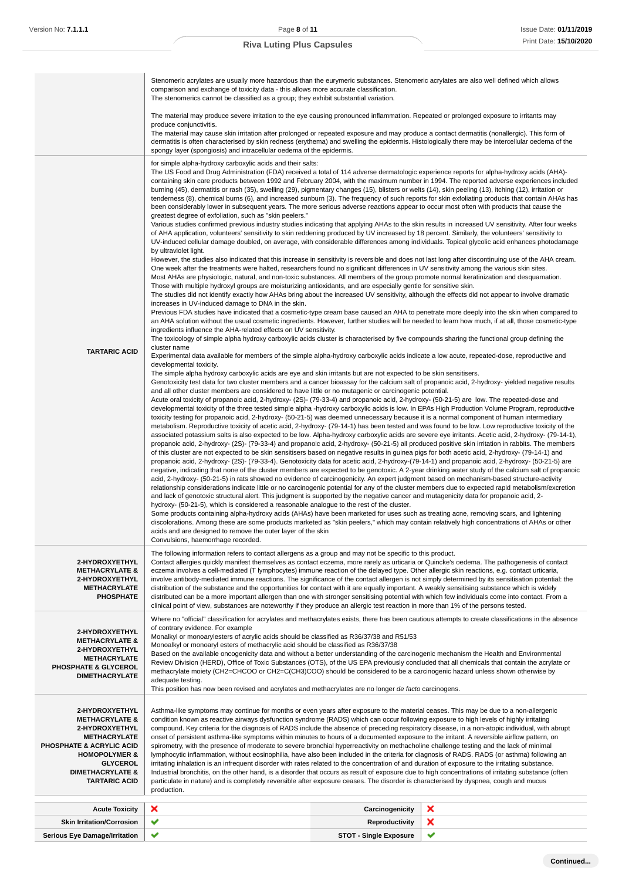| | |
|---|---|
| | Stenomeric acrylates are usually more hazardous than the eurymeric substances. Stenomeric acrylates are also well defined which allows comparison and exchange of toxicity data - this allows more accurate classification. The stenomerics cannot be classified as a group; they exhibit substantial variation. The material may produce severe irritation to the eye causing pronounced inflammation. Repeated or prolonged exposure to irritants may produce conjunctivitis. The material may cause skin irritation after prolonged or repeated exposure and may produce a contact dermatitis (nonallergic). This form of dermatitis is often characterised by skin redness (erythema) and swelling the epidermis. Histologically there may be intercellular oedema of the spongy layer (spongiosis) and intracellular oedema of the epidermis. |
| **TARTARIC ACID** | for simple alpha-hydroxy carboxylic acids and their salts: The US Food and Drug Administration (FDA) received a total of 114 adverse dermatologic experience reports for alpha-hydroxy acids (AHA)-containing skin care products between 1992 and February 2004, with the maximum number in 1994. The reported adverse experiences included burning (45), dermatitis or rash (35), swelling (29), pigmentary changes (15), blisters or welts (14), skin peeling (13), itching (12), irritation or tenderness (8), chemical burns (6), and increased sunburn (3). The frequency of such reports for skin exfoliating products that contain AHAs has been considerably lower in subsequent years. The more serious adverse reactions appear to occur most often with products that cause the greatest degree of exfoliation, such as "skin peelers." Various studies confirmed previous industry studies indicating that applying AHAs to the skin results in increased UV sensitivity. After four weeks of AHA application, volunteers' sensitivity to skin reddening produced by UV increased by 18 percent. Similarly, the volunteers' sensitivity to UV-induced cellular damage doubled, on average, with considerable differences among individuals. Topical glycolic acid enhances photodamage by ultraviolet light. However, the studies also indicated that this increase in sensitivity is reversible and does not last long after discontinuing use of the AHA cream. One week after the treatments were halted, researchers found no significant differences in UV sensitivity among the various skin sites. Most AHAs are physiologic, natural, and non-toxic substances. All members of the group promote normal keratinization and desquamation. Those with multiple hydroxyl groups are moisturizing antioxidants, and are especially gentle for sensitive skin. The studies did not identify exactly how AHAs bring about the increased UV sensitivity, although the effects did not appear to involve dramatic increases in UV-induced damage to DNA in the skin. Previous FDA studies have indicated that a cosmetic-type cream base caused an AHA to penetrate more deeply into the skin when compared to an AHA solution without the usual cosmetic ingredients. However, further studies will be needed to learn how much, if at all, those cosmetic-type ingredients influence the AHA-related effects on UV sensitivity. The toxicology of simple alpha hydroxy carboxylic acids cluster is characterised by five compounds sharing the functional group defining the cluster name Experimental data available for members of the simple alpha-hydroxy carboxylic acids indicate a low acute, repeated-dose, reproductive and developmental toxicity. The simple alpha hydroxy carboxylic acids are eye and skin irritants but are not expected to be skin sensitisers. Genotoxicity test data for two cluster members and a cancer bioassay for the calcium salt of propanoic acid, 2-hydroxy- yielded negative results and all other cluster members are considered to have little or no mutagenic or carcinogenic potential. Acute oral toxicity of propanoic acid, 2-hydroxy- (2S)- (79-33-4) and propanoic acid, 2-hydroxy- (50-21-5) are low. The repeated-dose and developmental toxicity of the three tested simple alpha -hydroxy carboxylic acids is low. In EPA's High Production Volume Program, reproductive toxicity testing for propanoic acid, 2-hydroxy- (50-21-5) was deemed unnecessary because it is a normal component of human intermediary metabolism. Reproductive toxicity of acetic acid, 2-hydroxy- (79-14-1) has been tested and was found to be low. Low reproductive toxicity of the associated potassium salts is also expected to be low. Alpha-hydroxy carboxylic acids are severe eye irritants. Acetic acid, 2-hydroxy- (79-14-1), propanoic acid, 2-hydroxy- (2S)- (79-33-4) and propanoic acid, 2-hydroxy- (50-21-5) all produced positive skin irritation in rabbits. The members of this cluster are not expected to be skin sensitisers based on negative results in guinea pigs for both acetic acid, 2-hydroxy- (79-14-1) and propanoic acid, 2-hydroxy- (2S)- (79-33-4). Genotoxicity data for acetic acid, 2-hydroxy-(79-14-1) and propanoic acid, 2-hydroxy- (50-21-5) are negative, indicating that none of the cluster members are expected to be genotoxic. A 2-year drinking water study of the calcium salt of propanoic acid, 2-hydroxy- (50-21-5) in rats showed no evidence of carcinogenicity. An expert judgment based on mechanism-based structure-activity relationship considerations indicate little or no carcinogenic potential for any of the cluster members due to expected rapid metabolism/excretion and lack of genotoxic structural alert. This judgment is supported by the negative cancer and mutagenicity data for propanoic acid, 2-hydroxy- (50-21-5), which is considered a reasonable analogue to the rest of the cluster. Some products containing alpha-hydroxy acids (AHAs) have been marketed for uses such as treating acne, removing scars, and lightening discolorations. Among these are some products marketed as "skin peelers," which may contain relatively high concentrations of AHAs or other acids and are designed to remove the outer layer of the skin Convulsions, haemorrhage recorded. |
| **2-HYDROXYETHYL METHACRYLATE & 2-HYDROXYETHYL METHACRYLATE PHOSPHATE** | The following information refers to contact allergens as a group and may not be specific to this product. Contact allergies quickly manifest themselves as contact eczema, more rarely as urticaria or Quincke's oedema. The pathogenesis of contact eczema involves a cell-mediated (T lymphocytes) immune reaction of the delayed type. Other allergic skin reactions, e.g. contact urticaria, involve antibody-mediated immune reactions. The significance of the contact allergen is not simply determined by its sensitisation potential: the distribution of the substance and the opportunities for contact with it are equally important. A weakly sensitising substance which is widely distributed can be a more important allergen than one with stronger sensitising potential with which few individuals come into contact. From a clinical point of view, substances are noteworthy if they produce an allergic test reaction in more than 1% of the persons tested. |
| **2-HYDROXYETHYL METHACRYLATE & 2-HYDROXYETHYL METHACRYLATE PHOSPHATE & GLYCEROL DIMETHACRYLATE** | Where no "official" classification for acrylates and methacrylates exists, there has been cautious attempts to create classifications in the absence of contrary evidence. For example Monalkyl or monoarylesters of acrylic acids should be classified as R36/37/38 and R51/53 Monoalkyl or monoaryl esters of methacrylic acid should be classified as R36/37/38 Based on the available oncogenicity data and without a better understanding of the carcinogenic mechanism the Health and Environmental Review Division (HERD), Office of Toxic Substances (OTS), of the US EPA previously concluded that all chemicals that contain the acrylate or methacrylate moiety (CH2=CHCOO or CH2=C(CH3)COO) should be considered to be a carcinogenic hazard unless shown otherwise by adequate testing. This position has now been revised and acrylates and methacrylates are no longer *de facto* carcinogens. |
| **2-HYDROXYETHYL METHACRYLATE & 2-HYDROXYETHYL METHACRYLATE PHOSPHATE & ACRYLIC ACID HOMOPOLYMER & GLYCEROL DIMETHACRYLATE & TARTARIC ACID** | Asthma-like symptoms may continue for months or even years after exposure to the material ceases. This may be due to a non-allergenic condition known as reactive airways dysfunction syndrome (RADS) which can occur following exposure to high levels of highly irritating compound. Key criteria for the diagnosis of RADS include the absence of preceding respiratory disease, in a non-atopic individual, with abrupt onset of persistent asthma-like symptoms within minutes to hours of a documented exposure to the irritant. A reversible airflow pattern, on spirometry, with the presence of moderate to severe bronchial hyperreactivity on methacholine challenge testing and the lack of minimal lymphocytic inflammation, without eosinophilia, have also been included in the criteria for diagnosis of RADS. RADS (or asthma) following an irritating inhalation is an infrequent disorder with rates related to the concentration of and duration of exposure to the irritating substance. Industrial bronchitis, on the other hand, is a disorder that occurs as result of exposure due to high concentrations of irritating substance (often particulate in nature) and is completely reversible after exposure ceases. The disorder is characterised by dyspnea, cough and mucus production. |

| | | | |
|---|---|---|---|
| **Acute Toxicity** | ✘ | **Carcinogenicity** | ✘ |
| **Skin Irritation/Corrosion** | ✔ | **Reproductivity** | ✘ |
| **Serious Eye Damage/Irritation** | ✔ | **STOT - Single Exposure** | ✔ |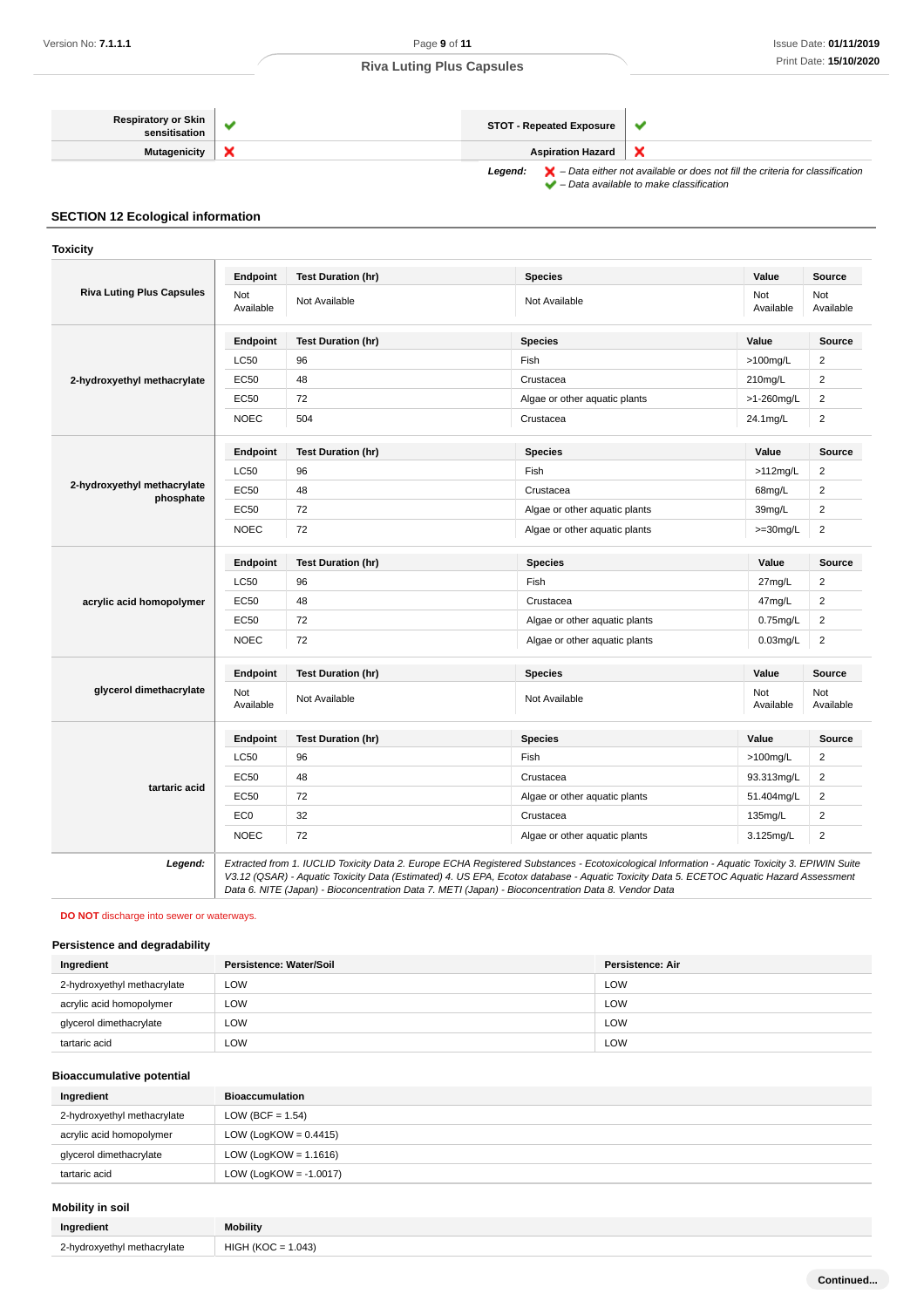| | | | |
|---|---|---|---|
| **Respiratory or Skin sensitisation** | ✔ | **STOT - Repeated Exposure** | ✔ |
| **Mutagenicity** | ✘ | **Aspiration Hazard** | ✘ |

***Legend:*** ✘ *– Data either not available or does not fill the criteria for classification*
✔ *– Data available to make classification*

## SECTION 12 Ecological information

### Toxicity

**Riva Luting Plus Capsules**

| Endpoint | Test Duration (hr) | Species | Value | Source |
|---|---|---|---|---|
| Not Available | Not Available | Not Available | Not Available | Not Available |

**2-hydroxyethyl methacrylate**

| Endpoint | Test Duration (hr) | Species | Value | Source |
|---|---|---|---|---|
| LC50 | 96 | Fish | >100mg/L | 2 |
| EC50 | 48 | Crustacea | 210mg/L | 2 |
| EC50 | 72 | Algae or other aquatic plants | >1-260mg/L | 2 |
| NOEC | 504 | Crustacea | 24.1mg/L | 2 |

**2-hydroxyethyl methacrylate phosphate**

| Endpoint | Test Duration (hr) | Species | Value | Source |
|---|---|---|---|---|
| LC50 | 96 | Fish | >112mg/L | 2 |
| EC50 | 48 | Crustacea | 68mg/L | 2 |
| EC50 | 72 | Algae or other aquatic plants | 39mg/L | 2 |
| NOEC | 72 | Algae or other aquatic plants | >=30mg/L | 2 |

**acrylic acid homopolymer**

| Endpoint | Test Duration (hr) | Species | Value | Source |
|---|---|---|---|---|
| LC50 | 96 | Fish | 27mg/L | 2 |
| EC50 | 48 | Crustacea | 47mg/L | 2 |
| EC50 | 72 | Algae or other aquatic plants | 0.75mg/L | 2 |
| NOEC | 72 | Algae or other aquatic plants | 0.03mg/L | 2 |

**glycerol dimethacrylate**

| Endpoint | Test Duration (hr) | Species | Value | Source |
|---|---|---|---|---|
| Not Available | Not Available | Not Available | Not Available | Not Available |

**tartaric acid**

| Endpoint | Test Duration (hr) | Species | Value | Source |
|---|---|---|---|---|
| LC50 | 96 | Fish | >100mg/L | 2 |
| EC50 | 48 | Crustacea | 93.313mg/L | 2 |
| EC50 | 72 | Algae or other aquatic plants | 51.404mg/L | 2 |
| EC0 | 32 | Crustacea | 135mg/L | 2 |
| NOEC | 72 | Algae or other aquatic plants | 3.125mg/L | 2 |

***Legend:*** *Extracted from 1. IUCLID Toxicity Data 2. Europe ECHA Registered Substances - Ecotoxicological Information - Aquatic Toxicity 3. EPIWIN Suite V3.12 (QSAR) - Aquatic Toxicity Data (Estimated) 4. US EPA, Ecotox database - Aquatic Toxicity Data 5. ECETOC Aquatic Hazard Assessment Data 6. NITE (Japan) - Bioconcentration Data 7. METI (Japan) - Bioconcentration Data 8. Vendor Data*

**DO NOT** discharge into sewer or waterways.

### Persistence and degradability

| Ingredient | Persistence: Water/Soil | Persistence: Air |
|---|---|---|
| 2-hydroxyethyl methacrylate | LOW | LOW |
| acrylic acid homopolymer | LOW | LOW |
| glycerol dimethacrylate | LOW | LOW |
| tartaric acid | LOW | LOW |

### Bioaccumulative potential

| Ingredient | Bioaccumulation |
|---|---|
| 2-hydroxyethyl methacrylate | LOW (BCF = 1.54) |
| acrylic acid homopolymer | LOW (LogKOW = 0.4415) |
| glycerol dimethacrylate | LOW (LogKOW = 1.1616) |
| tartaric acid | LOW (LogKOW = -1.0017) |

### Mobility in soil

| Ingredient | Mobility |
|---|---|
| 2-hydroxyethyl methacrylate | HIGH (KOC = 1.043) |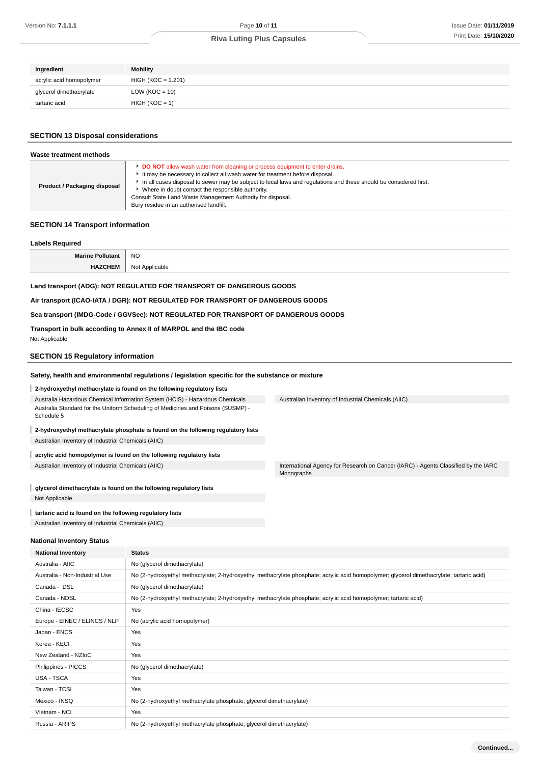| Ingredient | Mobility |
| --- | --- |
| acrylic acid homopolymer | HIGH (KOC = 1.201) |
| glycerol dimethacrylate | LOW (KOC = 10) |
| tartaric acid | HIGH (KOC = 1) |

## SECTION 13 Disposal considerations

### Waste treatment methods

| Product / Packaging disposal | ▸ **DO NOT** allow wash water from cleaning or process equipment to enter drains.<br>▸ It may be necessary to collect all wash water for treatment before disposal.<br>▸ In all cases disposal to sewer may be subject to local laws and regulations and these should be considered first.<br>▸ Where in doubt contact the responsible authority.<br>Consult State Land Waste Management Authority for disposal.<br>Bury residue in an authorised landfill. |
| --- | --- |

## SECTION 14 Transport information

### Labels Required

| Marine Pollutant | NO |
| --- | --- |
| HAZCHEM | Not Applicable |

**Land transport (ADG): NOT REGULATED FOR TRANSPORT OF DANGEROUS GOODS**

**Air transport (ICAO-IATA / DGR): NOT REGULATED FOR TRANSPORT OF DANGEROUS GOODS**

**Sea transport (IMDG-Code / GGVSee): NOT REGULATED FOR TRANSPORT OF DANGEROUS GOODS**

**Transport in bulk according to Annex II of MARPOL and the IBC code**

Not Applicable

## SECTION 15 Regulatory information

### Safety, health and environmental regulations / legislation specific for the substance or mixture

**2-hydroxyethyl methacrylate is found on the following regulatory lists**

- Australia Hazardous Chemical Information System (HCIS) - Hazardous Chemicals
- Australia Standard for the Uniform Scheduling of Medicines and Poisons (SUSMP) - Schedule 5
- Australian Inventory of Industrial Chemicals (AIIC)

**2-hydroxyethyl methacrylate phosphate is found on the following regulatory lists**

- Australian Inventory of Industrial Chemicals (AIIC)

**acrylic acid homopolymer is found on the following regulatory lists**

- Australian Inventory of Industrial Chemicals (AIIC)
- International Agency for Research on Cancer (IARC) - Agents Classified by the IARC Monographs

**glycerol dimethacrylate is found on the following regulatory lists**

- Not Applicable

**tartaric acid is found on the following regulatory lists**

- Australian Inventory of Industrial Chemicals (AIIC)

### National Inventory Status

| National Inventory | Status |
| --- | --- |
| Australia - AIIC | No (glycerol dimethacrylate) |
| Australia - Non-Industrial Use | No (2-hydroxyethyl methacrylate; 2-hydroxyethyl methacrylate phosphate; acrylic acid homopolymer; glycerol dimethacrylate; tartaric acid) |
| Canada - DSL | No (glycerol dimethacrylate) |
| Canada - NDSL | No (2-hydroxyethyl methacrylate; 2-hydroxyethyl methacrylate phosphate; acrylic acid homopolymer; tartaric acid) |
| China - IECSC | Yes |
| Europe - EINEC / ELINCS / NLP | No (acrylic acid homopolymer) |
| Japan - ENCS | Yes |
| Korea - KECI | Yes |
| New Zealand - NZIoC | Yes |
| Philippines - PICCS | No (glycerol dimethacrylate) |
| USA - TSCA | Yes |
| Taiwan - TCSI | Yes |
| Mexico - INSQ | No (2-hydroxyethyl methacrylate phosphate; glycerol dimethacrylate) |
| Vietnam - NCI | Yes |
| Russia - ARIPS | No (2-hydroxyethyl methacrylate phosphate; glycerol dimethacrylate) |

Continued...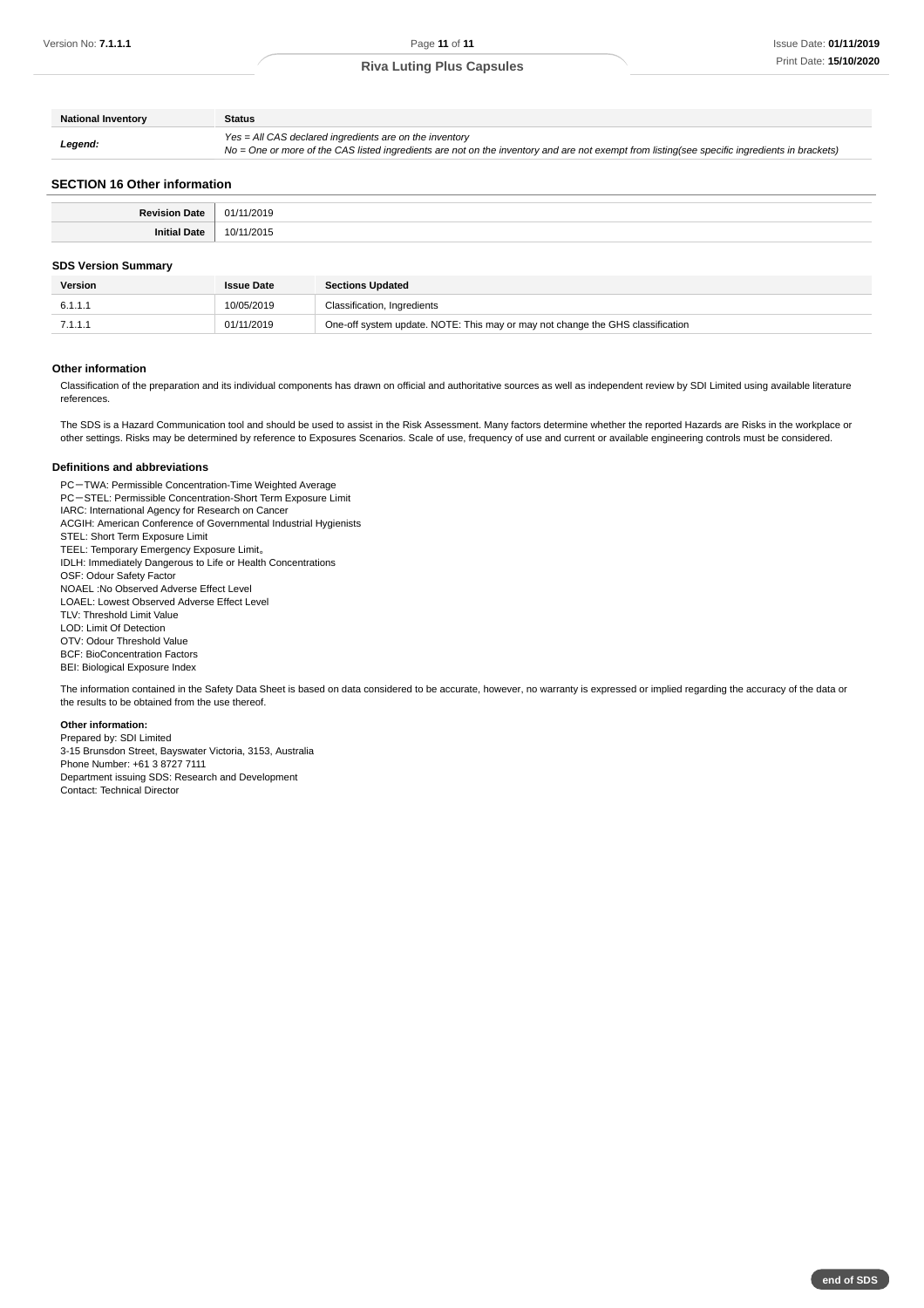| National Inventory | Status |
| --- | --- |
| ***Legend:*** | *Yes = All CAS declared ingredients are on the inventory*<br>*No = One or more of the CAS listed ingredients are not on the inventory and are not exempt from listing(see specific ingredients in brackets)* |

## SECTION 16 Other information

| | |
| --- | --- |
| **Revision Date** | 01/11/2019 |
| **Initial Date** | 10/11/2015 |

### SDS Version Summary

| Version | Issue Date | Sections Updated |
| --- | --- | --- |
| 6.1.1.1 | 10/05/2019 | Classification, Ingredients |
| 7.1.1.1 | 01/11/2019 | One-off system update. NOTE: This may or may not change the GHS classification |

### Other information

Classification of the preparation and its individual components has drawn on official and authoritative sources as well as independent review by SDI Limited using available literature references.

The SDS is a Hazard Communication tool and should be used to assist in the Risk Assessment. Many factors determine whether the reported Hazards are Risks in the workplace or other settings. Risks may be determined by reference to Exposures Scenarios. Scale of use, frequency of use and current or available engineering controls must be considered.

### Definitions and abbreviations

PC－TWA: Permissible Concentration-Time Weighted Average
PC－STEL: Permissible Concentration-Short Term Exposure Limit
IARC: International Agency for Research on Cancer
ACGIH: American Conference of Governmental Industrial Hygienists
STEL: Short Term Exposure Limit
TEEL: Temporary Emergency Exposure Limit。
IDLH: Immediately Dangerous to Life or Health Concentrations
OSF: Odour Safety Factor
NOAEL :No Observed Adverse Effect Level
LOAEL: Lowest Observed Adverse Effect Level
TLV: Threshold Limit Value
LOD: Limit Of Detection
OTV: Odour Threshold Value
BCF: BioConcentration Factors
BEI: Biological Exposure Index

The information contained in the Safety Data Sheet is based on data considered to be accurate, however, no warranty is expressed or implied regarding the accuracy of the data or the results to be obtained from the use thereof.

**Other information:**
Prepared by: SDI Limited
3-15 Brunsdon Street, Bayswater Victoria, 3153, Australia
Phone Number: +61 3 8727 7111
Department issuing SDS: Research and Development
Contact: Technical Director

**end of SDS**